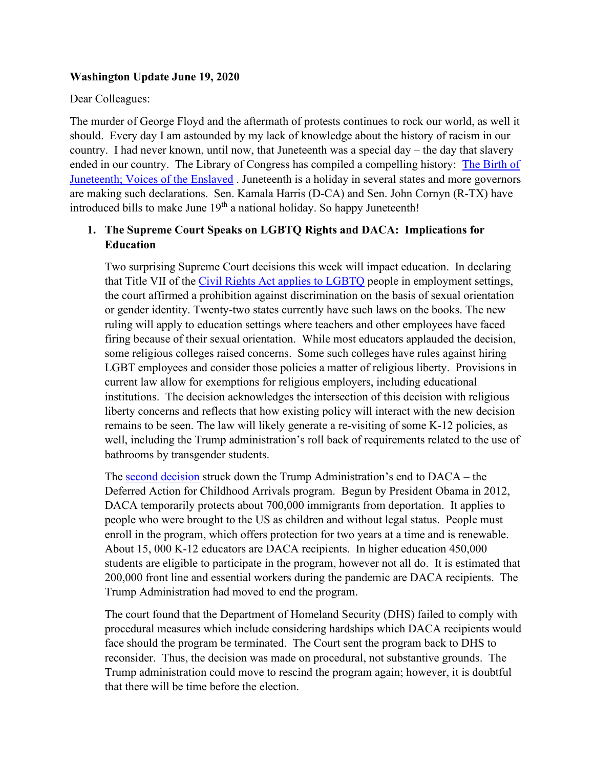**Washington Update June 19, 2020**

Dear Colleagues:

The murder of George Floyd and the aftermath of protests continues to rock our world, as well it should. Every day I am astounded by my lack of knowledge about the history of racism in our country. I had never known, until now, that Juneteenth was a special day – the day that slavery ended in our country. The Library of Congress has compiled a compelling history: The Birth of Juneteenth; Voices of the Enslaved . Juneteenth is a holiday in several states and more governors are making such declarations. Sen. Kamala Harris (D-CA) and Sen. John Cornyn (R-TX) have introduced bills to make June 19th a national holiday. So happy Juneteenth!

1. **The Supreme Court Speaks on LGBTQ Rights and DACA: Implications for Education**

   Two surprising Supreme Court decisions this week will impact education. In declaring that Title VII of the Civil Rights Act applies to LGBTQ people in employment settings, the court affirmed a prohibition against discrimination on the basis of sexual orientation or gender identity. Twenty-two states currently have such laws on the books. The new ruling will apply to education settings where teachers and other employees have faced firing because of their sexual orientation. While most educators applauded the decision, some religious colleges raised concerns. Some such colleges have rules against hiring LGBT employees and consider those policies a matter of religious liberty. Provisions in current law allow for exemptions for religious employers, including educational institutions. The decision acknowledges the intersection of this decision with religious liberty concerns and reflects that how existing policy will interact with the new decision remains to be seen. The law will likely generate a re-visiting of some K-12 policies, as well, including the Trump administration's roll back of requirements related to the use of bathrooms by transgender students.

   The second decision struck down the Trump Administration's end to DACA – the Deferred Action for Childhood Arrivals program. Begun by President Obama in 2012, DACA temporarily protects about 700,000 immigrants from deportation. It applies to people who were brought to the US as children and without legal status. People must enroll in the program, which offers protection for two years at a time and is renewable. About 15, 000 K-12 educators are DACA recipients. In higher education 450,000 students are eligible to participate in the program, however not all do. It is estimated that 200,000 front line and essential workers during the pandemic are DACA recipients. The Trump Administration had moved to end the program.

   The court found that the Department of Homeland Security (DHS) failed to comply with procedural measures which include considering hardships which DACA recipients would face should the program be terminated. The Court sent the program back to DHS to reconsider. Thus, the decision was made on procedural, not substantive grounds. The Trump administration could move to rescind the program again; however, it is doubtful that there will be time before the election.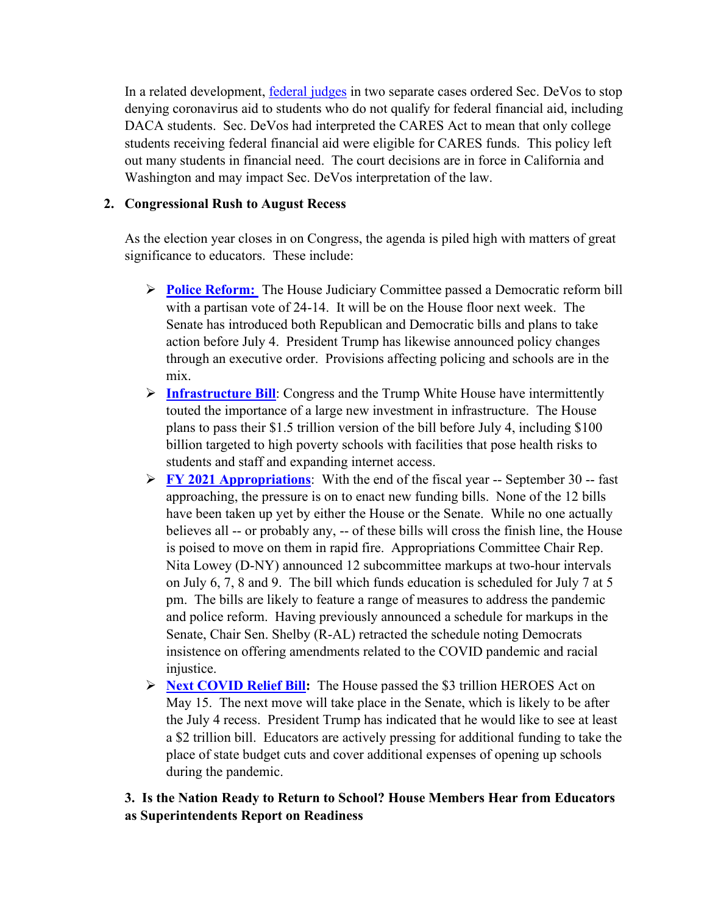In a related development, federal judges in two separate cases ordered Sec. DeVos to stop denying coronavirus aid to students who do not qualify for federal financial aid, including DACA students. Sec. DeVos had interpreted the CARES Act to mean that only college students receiving federal financial aid were eligible for CARES funds. This policy left out many students in financial need. The court decisions are in force in California and Washington and may impact Sec. DeVos interpretation of the law.

## 2. Congressional Rush to August Recess

As the election year closes in on Congress, the agenda is piled high with matters of great significance to educators. These include:

- **Police Reform:** The House Judiciary Committee passed a Democratic reform bill with a partisan vote of 24-14. It will be on the House floor next week. The Senate has introduced both Republican and Democratic bills and plans to take action before July 4. President Trump has likewise announced policy changes through an executive order. Provisions affecting policing and schools are in the mix.
- **Infrastructure Bill**: Congress and the Trump White House have intermittently touted the importance of a large new investment in infrastructure. The House plans to pass their $1.5 trillion version of the bill before July 4, including $100 billion targeted to high poverty schools with facilities that pose health risks to students and staff and expanding internet access.
- **FY 2021 Appropriations**: With the end of the fiscal year -- September 30 -- fast approaching, the pressure is on to enact new funding bills. None of the 12 bills have been taken up yet by either the House or the Senate. While no one actually believes all -- or probably any, -- of these bills will cross the finish line, the House is poised to move on them in rapid fire. Appropriations Committee Chair Rep. Nita Lowey (D-NY) announced 12 subcommittee markups at two-hour intervals on July 6, 7, 8 and 9. The bill which funds education is scheduled for July 7 at 5 pm. The bills are likely to feature a range of measures to address the pandemic and police reform. Having previously announced a schedule for markups in the Senate, Chair Sen. Shelby (R-AL) retracted the schedule noting Democrats insistence on offering amendments related to the COVID pandemic and racial injustice.
- **Next COVID Relief Bill:** The House passed the $3 trillion HEROES Act on May 15. The next move will take place in the Senate, which is likely to be after the July 4 recess. President Trump has indicated that he would like to see at least a $2 trillion bill. Educators are actively pressing for additional funding to take the place of state budget cuts and cover additional expenses of opening up schools during the pandemic.

## 3. Is the Nation Ready to Return to School? House Members Hear from Educators as Superintendents Report on Readiness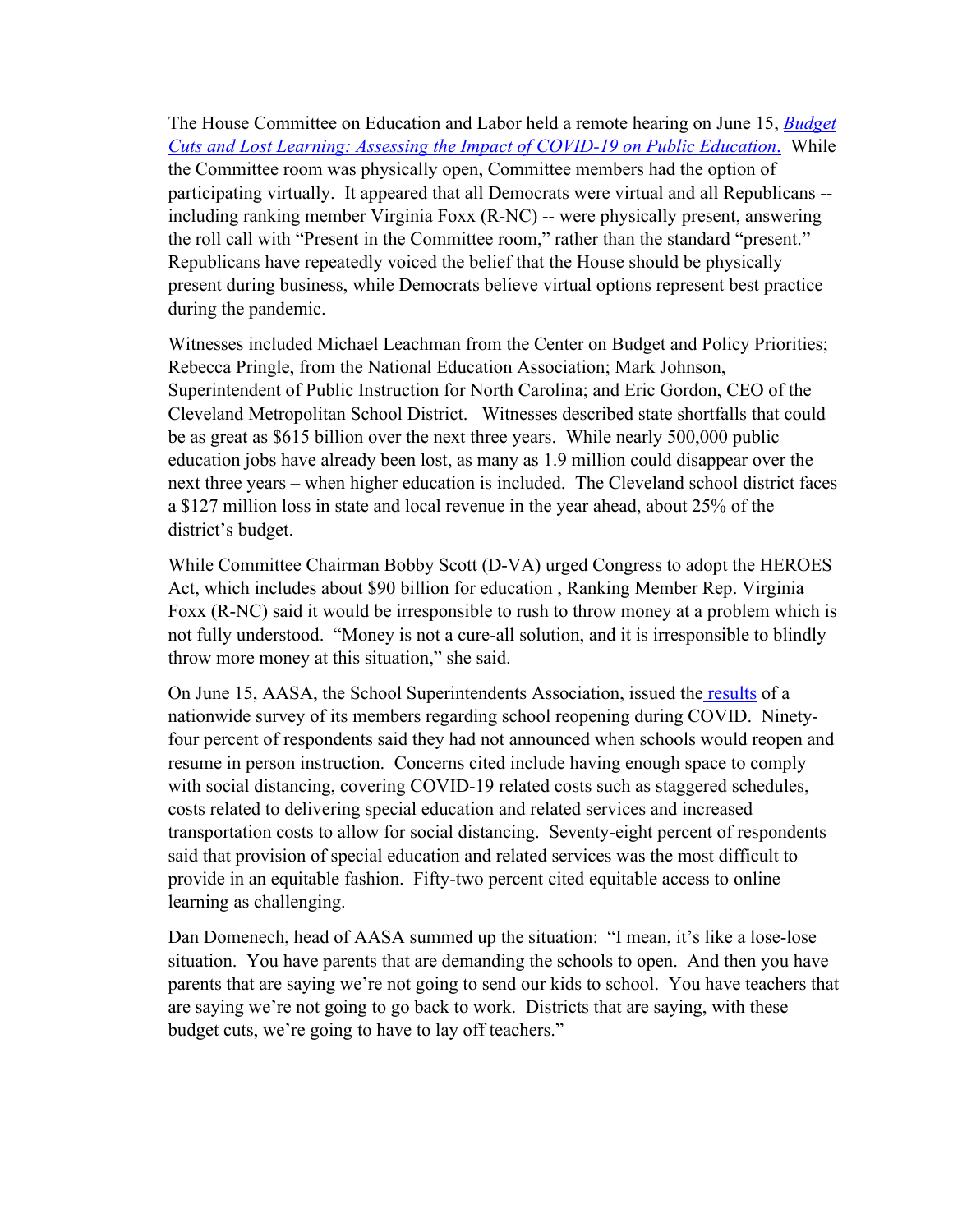The House Committee on Education and Labor held a remote hearing on June 15, *Budget Cuts and Lost Learning: Assessing the Impact of COVID-19 on Public Education.* While the Committee room was physically open, Committee members had the option of participating virtually. It appeared that all Democrats were virtual and all Republicans -- including ranking member Virginia Foxx (R-NC) -- were physically present, answering the roll call with "Present in the Committee room," rather than the standard "present." Republicans have repeatedly voiced the belief that the House should be physically present during business, while Democrats believe virtual options represent best practice during the pandemic.

Witnesses included Michael Leachman from the Center on Budget and Policy Priorities; Rebecca Pringle, from the National Education Association; Mark Johnson, Superintendent of Public Instruction for North Carolina; and Eric Gordon, CEO of the Cleveland Metropolitan School District. Witnesses described state shortfalls that could be as great as $615 billion over the next three years. While nearly 500,000 public education jobs have already been lost, as many as 1.9 million could disappear over the next three years – when higher education is included. The Cleveland school district faces a $127 million loss in state and local revenue in the year ahead, about 25% of the district's budget.

While Committee Chairman Bobby Scott (D-VA) urged Congress to adopt the HEROES Act, which includes about $90 billion for education , Ranking Member Rep. Virginia Foxx (R-NC) said it would be irresponsible to rush to throw money at a problem which is not fully understood. "Money is not a cure-all solution, and it is irresponsible to blindly throw more money at this situation," she said.

On June 15, AASA, the School Superintendents Association, issued the results of a nationwide survey of its members regarding school reopening during COVID. Ninety-four percent of respondents said they had not announced when schools would reopen and resume in person instruction. Concerns cited include having enough space to comply with social distancing, covering COVID-19 related costs such as staggered schedules, costs related to delivering special education and related services and increased transportation costs to allow for social distancing. Seventy-eight percent of respondents said that provision of special education and related services was the most difficult to provide in an equitable fashion. Fifty-two percent cited equitable access to online learning as challenging.

Dan Domenech, head of AASA summed up the situation: "I mean, it's like a lose-lose situation. You have parents that are demanding the schools to open. And then you have parents that are saying we're not going to send our kids to school. You have teachers that are saying we're not going to go back to work. Districts that are saying, with these budget cuts, we're going to have to lay off teachers."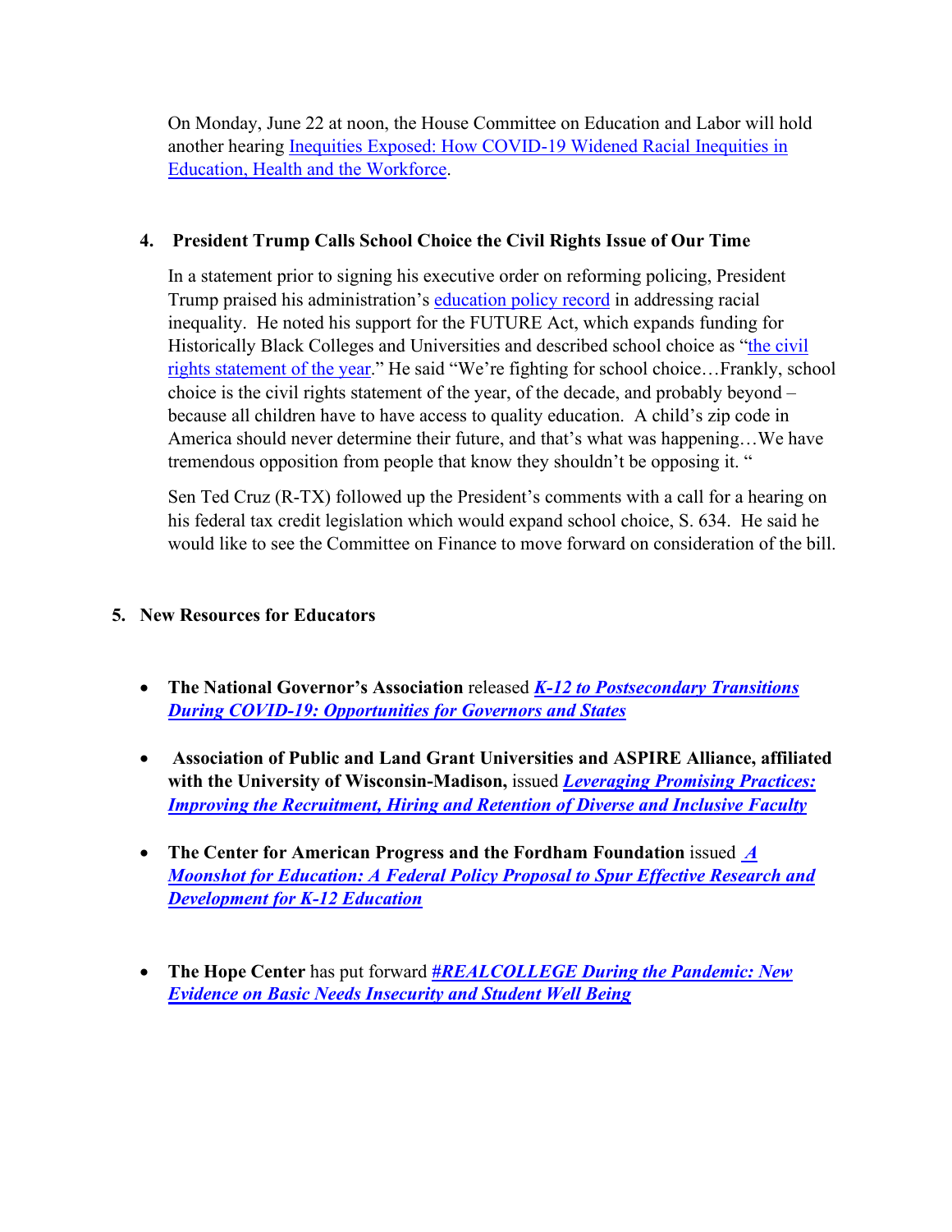On Monday, June 22 at noon, the House Committee on Education and Labor will hold another hearing Inequities Exposed: How COVID-19 Widened Racial Inequities in Education, Health and the Workforce.

## 4. President Trump Calls School Choice the Civil Rights Issue of Our Time

In a statement prior to signing his executive order on reforming policing, President Trump praised his administration's education policy record in addressing racial inequality. He noted his support for the FUTURE Act, which expands funding for Historically Black Colleges and Universities and described school choice as "the civil rights statement of the year." He said "We're fighting for school choice…Frankly, school choice is the civil rights statement of the year, of the decade, and probably beyond – because all children have to have access to quality education. A child's zip code in America should never determine their future, and that's what was happening…We have tremendous opposition from people that know they shouldn't be opposing it. "

Sen Ted Cruz (R-TX) followed up the President's comments with a call for a hearing on his federal tax credit legislation which would expand school choice, S. 634. He said he would like to see the Committee on Finance to move forward on consideration of the bill.

## 5. New Resources for Educators

- **The National Governor's Association** released ***K-12 to Postsecondary Transitions During COVID-19: Opportunities for Governors and States***
- **Association of Public and Land Grant Universities and ASPIRE Alliance, affiliated with the University of Wisconsin-Madison,** issued ***Leveraging Promising Practices: Improving the Recruitment, Hiring and Retention of Diverse and Inclusive Faculty***
- **The Center for American Progress and the Fordham Foundation** issued ***A Moonshot for Education: A Federal Policy Proposal to Spur Effective Research and Development for K-12 Education***
- **The Hope Center** has put forward ***#REALCOLLEGE During the Pandemic: New Evidence on Basic Needs Insecurity and Student Well Being***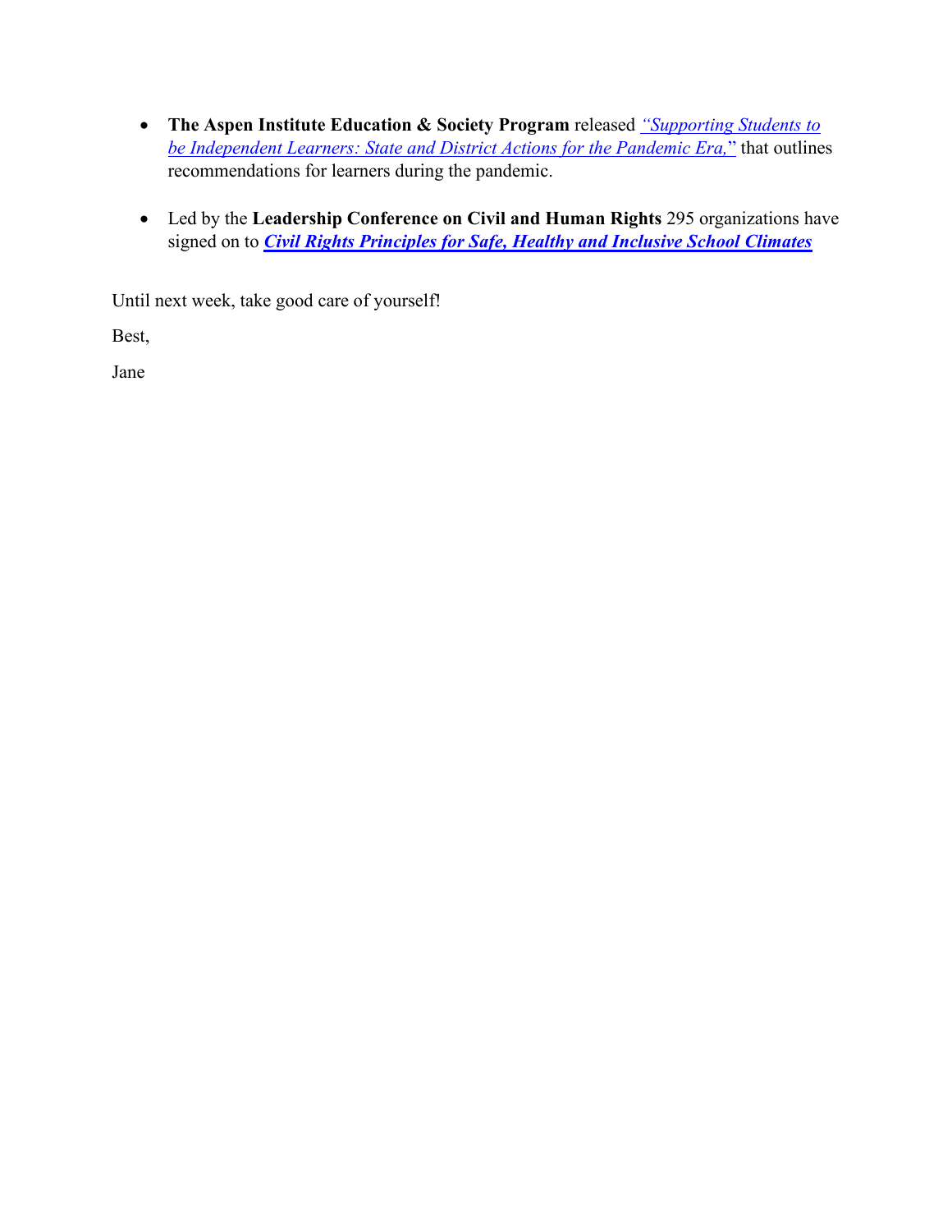- **The Aspen Institute Education & Society Program** released *"Supporting Students to be Independent Learners: State and District Actions for the Pandemic Era,"* that outlines recommendations for learners during the pandemic.

- Led by the **Leadership Conference on Civil and Human Rights** 295 organizations have signed on to ***Civil Rights Principles for Safe, Healthy and Inclusive School Climates***

Until next week, take good care of yourself!

Best,

Jane